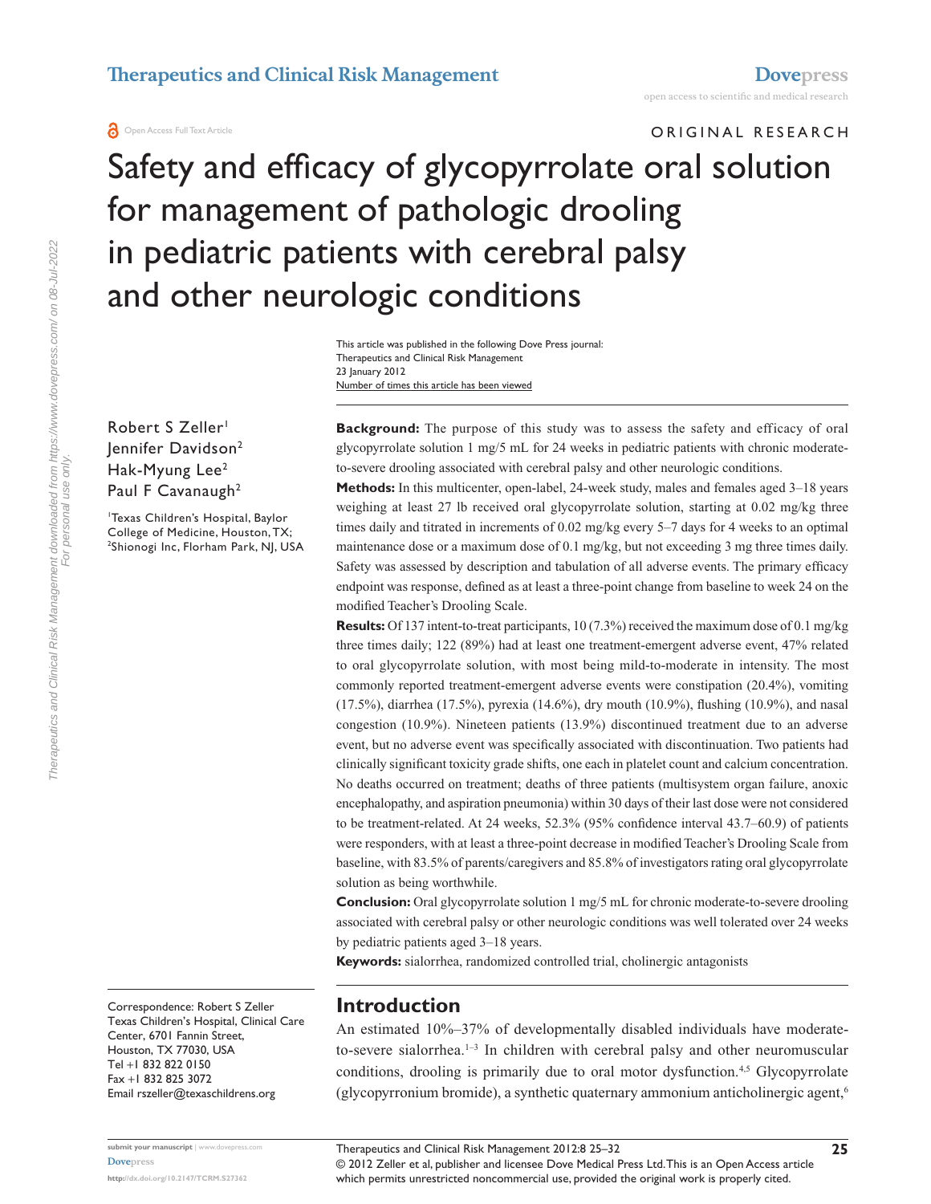ORIGINAL RESEARCH

# Safety and efficacy of glycopyrrolate oral solution for management of pathologic drooling in pediatric patients with cerebral palsy and other neurologic conditions

This article was published in the following Dove Press journal:
Therapeutics and Clinical Risk Management
23 January 2012
Number of times this article has been viewed

Robert S Zeller[1]
Jennifer Davidson[2]
Hak-Myung Lee[2]
Paul F Cavanaugh[2]

[1]Texas Children's Hospital, Baylor College of Medicine, Houston, TX; [2]Shionogi Inc, Florham Park, NJ, USA

**Background:** The purpose of this study was to assess the safety and efficacy of oral glycopyrrolate solution 1 mg/5 mL for 24 weeks in pediatric patients with chronic moderate-to-severe drooling associated with cerebral palsy and other neurologic conditions.

**Methods:** In this multicenter, open-label, 24-week study, males and females aged 3–18 years weighing at least 27 lb received oral glycopyrrolate solution, starting at 0.02 mg/kg three times daily and titrated in increments of 0.02 mg/kg every 5–7 days for 4 weeks to an optimal maintenance dose or a maximum dose of 0.1 mg/kg, but not exceeding 3 mg three times daily. Safety was assessed by description and tabulation of all adverse events. The primary efficacy endpoint was response, defined as at least a three-point change from baseline to week 24 on the modified Teacher's Drooling Scale.

**Results:** Of 137 intent-to-treat participants, 10 (7.3%) received the maximum dose of 0.1 mg/kg three times daily; 122 (89%) had at least one treatment-emergent adverse event, 47% related to oral glycopyrrolate solution, with most being mild-to-moderate in intensity. The most commonly reported treatment-emergent adverse events were constipation (20.4%), vomiting (17.5%), diarrhea (17.5%), pyrexia (14.6%), dry mouth (10.9%), flushing (10.9%), and nasal congestion (10.9%). Nineteen patients (13.9%) discontinued treatment due to an adverse event, but no adverse event was specifically associated with discontinuation. Two patients had clinically significant toxicity grade shifts, one each in platelet count and calcium concentration. No deaths occurred on treatment; deaths of three patients (multisystem organ failure, anoxic encephalopathy, and aspiration pneumonia) within 30 days of their last dose were not considered to be treatment-related. At 24 weeks, 52.3% (95% confidence interval 43.7–60.9) of patients were responders, with at least a three-point decrease in modified Teacher's Drooling Scale from baseline, with 83.5% of parents/caregivers and 85.8% of investigators rating oral glycopyrrolate solution as being worthwhile.

**Conclusion:** Oral glycopyrrolate solution 1 mg/5 mL for chronic moderate-to-severe drooling associated with cerebral palsy or other neurologic conditions was well tolerated over 24 weeks by pediatric patients aged 3–18 years.

**Keywords:** sialorrhea, randomized controlled trial, cholinergic antagonists

Correspondence: Robert S Zeller
Texas Children's Hospital, Clinical Care Center, 6701 Fannin Street, Houston, TX 77030, USA
Tel +1 832 822 0150
Fax +1 832 825 3072
Email rszeller@texaschildrens.org

## Introduction

An estimated 10%–37% of developmentally disabled individuals have moderate-to-severe sialorrhea.[1–3] In children with cerebral palsy and other neuromuscular conditions, drooling is primarily due to oral motor dysfunction.[4,5] Glycopyrrolate (glycopyrronium bromide), a synthetic quaternary ammonium anticholinergic agent,[6]

© 2012 Zeller et al, publisher and licensee Dove Medical Press Ltd. This is an Open Access article which permits unrestricted noncommercial use, provided the original work is properly cited.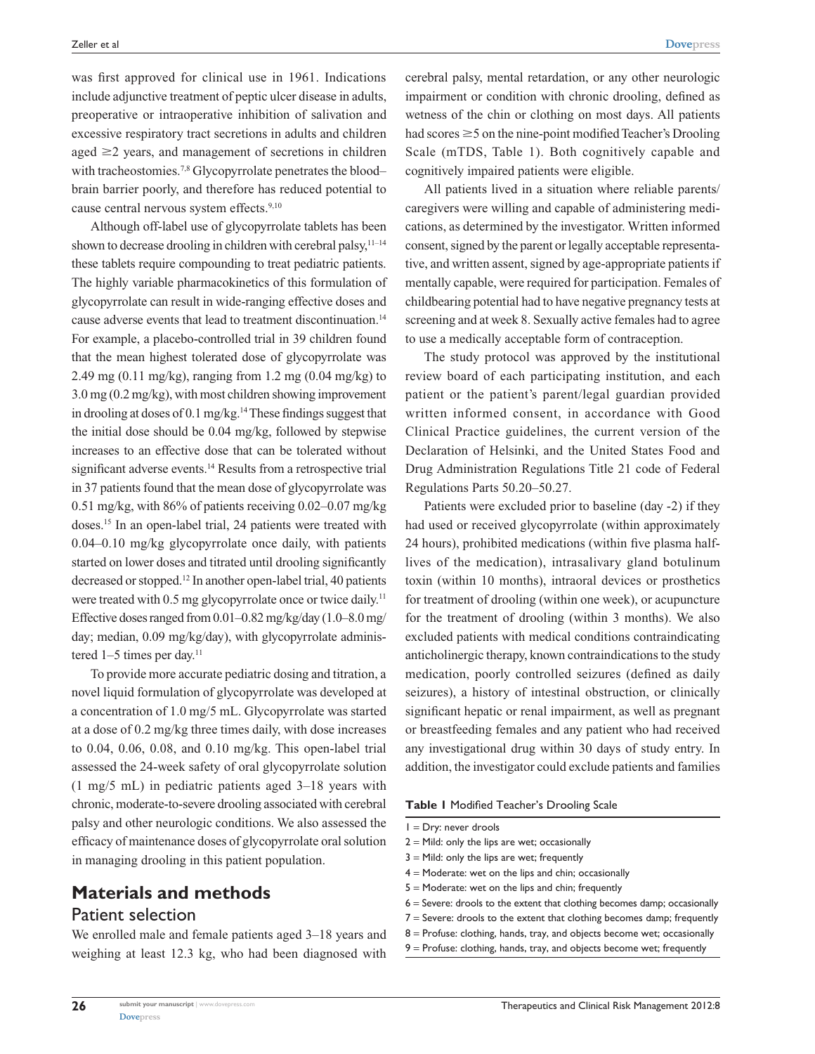was first approved for clinical use in 1961. Indications include adjunctive treatment of peptic ulcer disease in adults, preoperative or intraoperative inhibition of salivation and excessive respiratory tract secretions in adults and children aged ≥2 years, and management of secretions in children with tracheostomies.[7,8] Glycopyrrolate penetrates the blood–brain barrier poorly, and therefore has reduced potential to cause central nervous system effects.[9,10]

Although off-label use of glycopyrrolate tablets has been shown to decrease drooling in children with cerebral palsy,[11–14] these tablets require compounding to treat pediatric patients. The highly variable pharmacokinetics of this formulation of glycopyrrolate can result in wide-ranging effective doses and cause adverse events that lead to treatment discontinuation.[14] For example, a placebo-controlled trial in 39 children found that the mean highest tolerated dose of glycopyrrolate was 2.49 mg (0.11 mg/kg), ranging from 1.2 mg (0.04 mg/kg) to 3.0 mg (0.2 mg/kg), with most children showing improvement in drooling at doses of 0.1 mg/kg.[14] These findings suggest that the initial dose should be 0.04 mg/kg, followed by stepwise increases to an effective dose that can be tolerated without significant adverse events.[14] Results from a retrospective trial in 37 patients found that the mean dose of glycopyrrolate was 0.51 mg/kg, with 86% of patients receiving 0.02–0.07 mg/kg doses.[15] In an open-label trial, 24 patients were treated with 0.04–0.10 mg/kg glycopyrrolate once daily, with patients started on lower doses and titrated until drooling significantly decreased or stopped.[12] In another open-label trial, 40 patients were treated with 0.5 mg glycopyrrolate once or twice daily.[11] Effective doses ranged from 0.01–0.82 mg/kg/day (1.0–8.0 mg/day; median, 0.09 mg/kg/day), with glycopyrrolate administered 1–5 times per day.[11]

To provide more accurate pediatric dosing and titration, a novel liquid formulation of glycopyrrolate was developed at a concentration of 1.0 mg/5 mL. Glycopyrrolate was started at a dose of 0.2 mg/kg three times daily, with dose increases to 0.04, 0.06, 0.08, and 0.10 mg/kg. This open-label trial assessed the 24-week safety of oral glycopyrrolate solution (1 mg/5 mL) in pediatric patients aged 3–18 years with chronic, moderate-to-severe drooling associated with cerebral palsy and other neurologic conditions. We also assessed the efficacy of maintenance doses of glycopyrrolate oral solution in managing drooling in this patient population.

## Materials and methods

### Patient selection

We enrolled male and female patients aged 3–18 years and weighing at least 12.3 kg, who had been diagnosed with cerebral palsy, mental retardation, or any other neurologic impairment or condition with chronic drooling, defined as wetness of the chin or clothing on most days. All patients had scores ≥5 on the nine-point modified Teacher's Drooling Scale (mTDS, Table 1). Both cognitively capable and cognitively impaired patients were eligible.

All patients lived in a situation where reliable parents/caregivers were willing and capable of administering medications, as determined by the investigator. Written informed consent, signed by the parent or legally acceptable representative, and written assent, signed by age-appropriate patients if mentally capable, were required for participation. Females of childbearing potential had to have negative pregnancy tests at screening and at week 8. Sexually active females had to agree to use a medically acceptable form of contraception.

The study protocol was approved by the institutional review board of each participating institution, and each patient or the patient's parent/legal guardian provided written informed consent, in accordance with Good Clinical Practice guidelines, the current version of the Declaration of Helsinki, and the United States Food and Drug Administration Regulations Title 21 code of Federal Regulations Parts 50.20–50.27.

Patients were excluded prior to baseline (day -2) if they had used or received glycopyrrolate (within approximately 24 hours), prohibited medications (within five plasma half-lives of the medication), intrasalivary gland botulinum toxin (within 10 months), intraoral devices or prosthetics for treatment of drooling (within one week), or acupuncture for the treatment of drooling (within 3 months). We also excluded patients with medical conditions contraindicating anticholinergic therapy, known contraindications to the study medication, poorly controlled seizures (defined as daily seizures), a history of intestinal obstruction, or clinically significant hepatic or renal impairment, as well as pregnant or breastfeeding females and any patient who had received any investigational drug within 30 days of study entry. In addition, the investigator could exclude patients and families

**Table 1** Modified Teacher's Drooling Scale

| |
|---|
| 1 = Dry: never drools |
| 2 = Mild: only the lips are wet; occasionally |
| 3 = Mild: only the lips are wet; frequently |
| 4 = Moderate: wet on the lips and chin; occasionally |
| 5 = Moderate: wet on the lips and chin; frequently |
| 6 = Severe: drools to the extent that clothing becomes damp; occasionally |
| 7 = Severe: drools to the extent that clothing becomes damp; frequently |
| 8 = Profuse: clothing, hands, tray, and objects become wet; occasionally |
| 9 = Profuse: clothing, hands, tray, and objects become wet; frequently |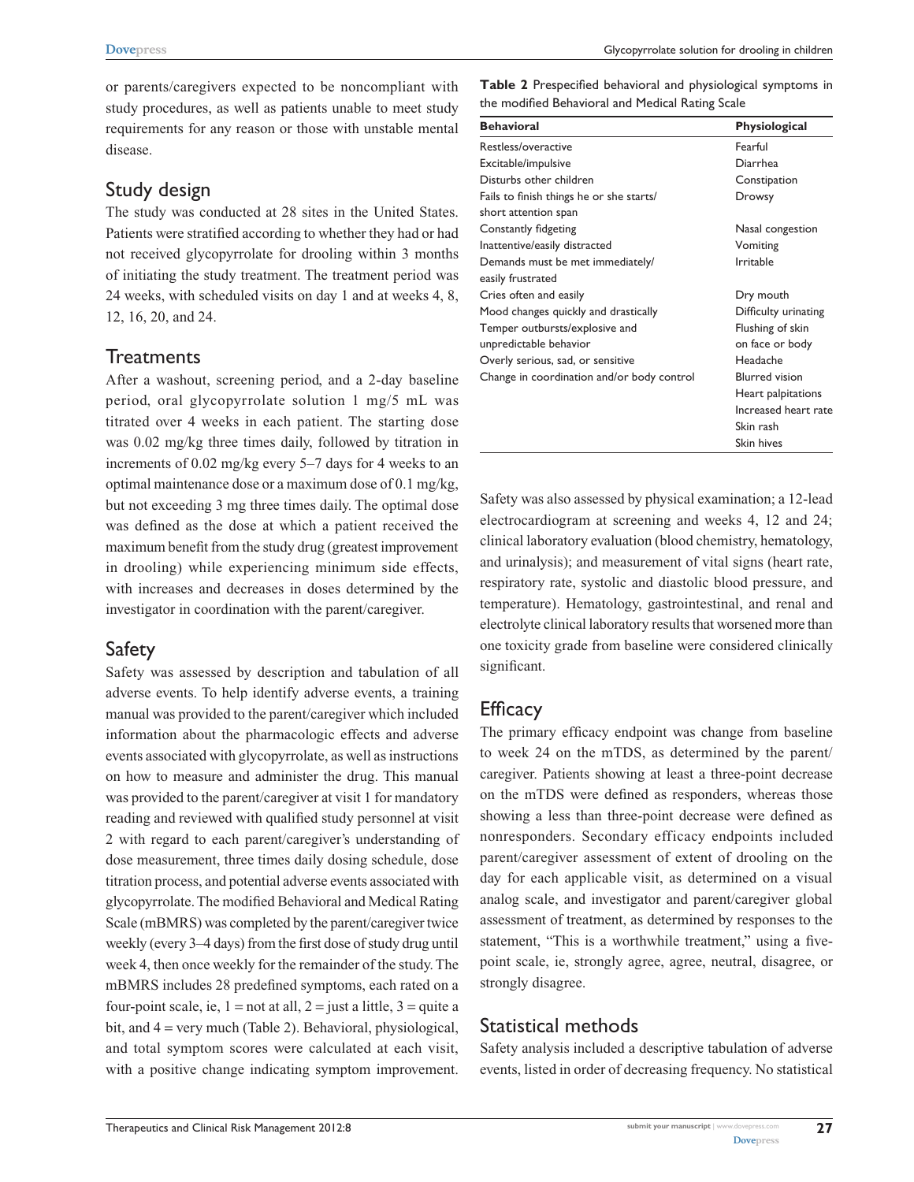or parents/caregivers expected to be noncompliant with study procedures, as well as patients unable to meet study requirements for any reason or those with unstable mental disease.

## Study design

The study was conducted at 28 sites in the United States. Patients were stratified according to whether they had or had not received glycopyrrolate for drooling within 3 months of initiating the study treatment. The treatment period was 24 weeks, with scheduled visits on day 1 and at weeks 4, 8, 12, 16, 20, and 24.

## Treatments

After a washout, screening period, and a 2-day baseline period, oral glycopyrrolate solution 1 mg/5 mL was titrated over 4 weeks in each patient. The starting dose was 0.02 mg/kg three times daily, followed by titration in increments of 0.02 mg/kg every 5–7 days for 4 weeks to an optimal maintenance dose or a maximum dose of 0.1 mg/kg, but not exceeding 3 mg three times daily. The optimal dose was defined as the dose at which a patient received the maximum benefit from the study drug (greatest improvement in drooling) while experiencing minimum side effects, with increases and decreases in doses determined by the investigator in coordination with the parent/caregiver.

## Safety

Safety was assessed by description and tabulation of all adverse events. To help identify adverse events, a training manual was provided to the parent/caregiver which included information about the pharmacologic effects and adverse events associated with glycopyrrolate, as well as instructions on how to measure and administer the drug. This manual was provided to the parent/caregiver at visit 1 for mandatory reading and reviewed with qualified study personnel at visit 2 with regard to each parent/caregiver's understanding of dose measurement, three times daily dosing schedule, dose titration process, and potential adverse events associated with glycopyrrolate. The modified Behavioral and Medical Rating Scale (mBMRS) was completed by the parent/caregiver twice weekly (every 3–4 days) from the first dose of study drug until week 4, then once weekly for the remainder of the study. The mBMRS includes 28 predefined symptoms, each rated on a four-point scale, ie, 1 = not at all, 2 = just a little, 3 = quite a bit, and 4 = very much (Table 2). Behavioral, physiological, and total symptom scores were calculated at each visit, with a positive change indicating symptom improvement.

**Table 2** Prespecified behavioral and physiological symptoms in the modified Behavioral and Medical Rating Scale

| Behavioral | Physiological |
|---|---|
| Restless/overactive | Fearful |
| Excitable/impulsive | Diarrhea |
| Disturbs other children | Constipation |
| Fails to finish things he or she starts/short attention span | Drowsy |
| Constantly fidgeting | Nasal congestion |
| Inattentive/easily distracted | Vomiting |
| Demands must be met immediately/easily frustrated | Irritable |
| Cries often and easily | Dry mouth |
| Mood changes quickly and drastically | Difficulty urinating |
| Temper outbursts/explosive and unpredictable behavior | Flushing of skin on face or body |
| Overly serious, sad, or sensitive | Headache |
| Change in coordination and/or body control | Blurred vision |
| | Heart palpitations |
| | Increased heart rate |
| | Skin rash |
| | Skin hives |

Safety was also assessed by physical examination; a 12-lead electrocardiogram at screening and weeks 4, 12 and 24; clinical laboratory evaluation (blood chemistry, hematology, and urinalysis); and measurement of vital signs (heart rate, respiratory rate, systolic and diastolic blood pressure, and temperature). Hematology, gastrointestinal, and renal and electrolyte clinical laboratory results that worsened more than one toxicity grade from baseline were considered clinically significant.

## Efficacy

The primary efficacy endpoint was change from baseline to week 24 on the mTDS, as determined by the parent/caregiver. Patients showing at least a three-point decrease on the mTDS were defined as responders, whereas those showing a less than three-point decrease were defined as nonresponders. Secondary efficacy endpoints included parent/caregiver assessment of extent of drooling on the day for each applicable visit, as determined on a visual analog scale, and investigator and parent/caregiver global assessment of treatment, as determined by responses to the statement, "This is a worthwhile treatment," using a five-point scale, ie, strongly agree, agree, neutral, disagree, or strongly disagree.

## Statistical methods

Safety analysis included a descriptive tabulation of adverse events, listed in order of decreasing frequency. No statistical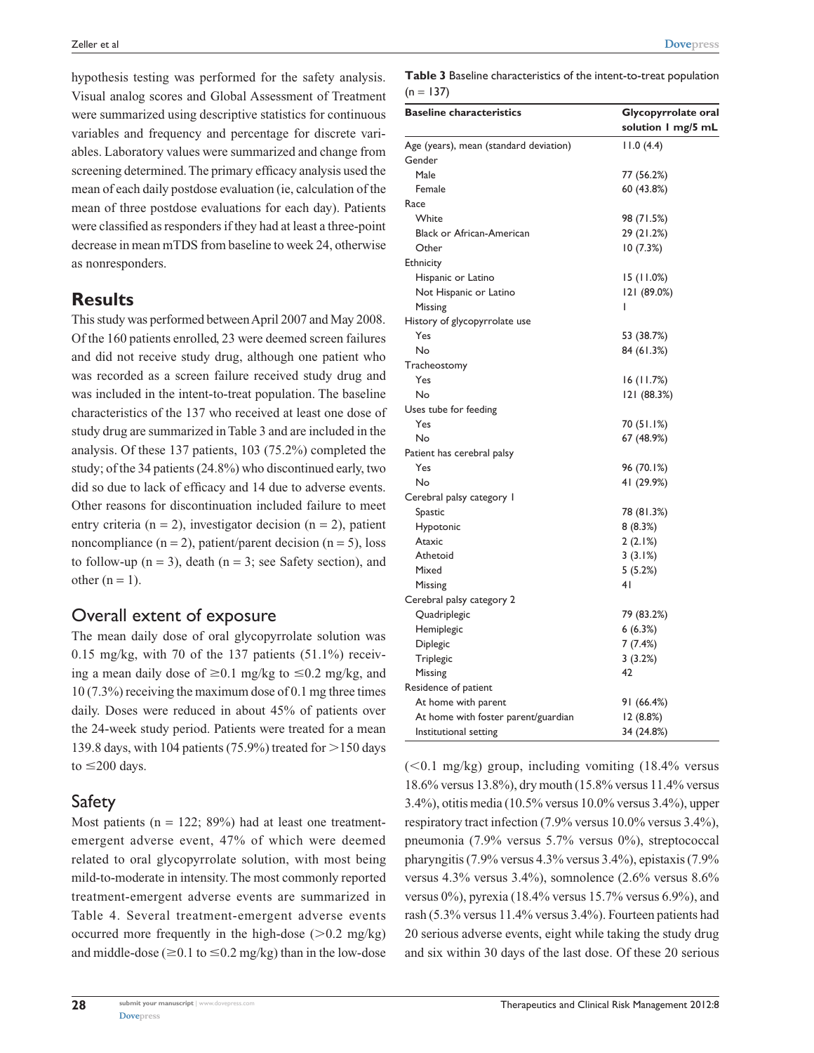hypothesis testing was performed for the safety analysis. Visual analog scores and Global Assessment of Treatment were summarized using descriptive statistics for continuous variables and frequency and percentage for discrete variables. Laboratory values were summarized and change from screening determined. The primary efficacy analysis used the mean of each daily postdose evaluation (ie, calculation of the mean of three postdose evaluations for each day). Patients were classified as responders if they had at least a three-point decrease in mean mTDS from baseline to week 24, otherwise as nonresponders.

## Results

This study was performed between April 2007 and May 2008. Of the 160 patients enrolled, 23 were deemed screen failures and did not receive study drug, although one patient who was recorded as a screen failure received study drug and was included in the intent-to-treat population. The baseline characteristics of the 137 who received at least one dose of study drug are summarized in Table 3 and are included in the analysis. Of these 137 patients, 103 (75.2%) completed the study; of the 34 patients (24.8%) who discontinued early, two did so due to lack of efficacy and 14 due to adverse events. Other reasons for discontinuation included failure to meet entry criteria (n = 2), investigator decision (n = 2), patient noncompliance (n = 2), patient/parent decision (n = 5), loss to follow-up (n = 3), death (n = 3; see Safety section), and other (n = 1).

**Table 3** Baseline characteristics of the intent-to-treat population (n = 137)

| Baseline characteristics | Glycopyrrolate oral solution 1 mg/5 mL |
|---|---|
| Age (years), mean (standard deviation) | 11.0 (4.4) |
| Gender | |
| Male | 77 (56.2%) |
| Female | 60 (43.8%) |
| Race | |
| White | 98 (71.5%) |
| Black or African-American | 29 (21.2%) |
| Other | 10 (7.3%) |
| Ethnicity | |
| Hispanic or Latino | 15 (11.0%) |
| Not Hispanic or Latino | 121 (89.0%) |
| Missing | 1 |
| History of glycopyrrolate use | |
| Yes | 53 (38.7%) |
| No | 84 (61.3%) |
| Tracheostomy | |
| Yes | 16 (11.7%) |
| No | 121 (88.3%) |
| Uses tube for feeding | |
| Yes | 70 (51.1%) |
| No | 67 (48.9%) |
| Patient has cerebral palsy | |
| Yes | 96 (70.1%) |
| No | 41 (29.9%) |
| Cerebral palsy category 1 | |
| Spastic | 78 (81.3%) |
| Hypotonic | 8 (8.3%) |
| Ataxic | 2 (2.1%) |
| Athetoid | 3 (3.1%) |
| Mixed | 5 (5.2%) |
| Missing | 41 |
| Cerebral palsy category 2 | |
| Quadriplegic | 79 (83.2%) |
| Hemiplegic | 6 (6.3%) |
| Diplegic | 7 (7.4%) |
| Triplegic | 3 (3.2%) |
| Missing | 42 |
| Residence of patient | |
| At home with parent | 91 (66.4%) |
| At home with foster parent/guardian | 12 (8.8%) |
| Institutional setting | 34 (24.8%) |

### Overall extent of exposure

The mean daily dose of oral glycopyrrolate solution was 0.15 mg/kg, with 70 of the 137 patients (51.1%) receiving a mean daily dose of $\geq$0.1 mg/kg to $\leq$0.2 mg/kg, and 10 (7.3%) receiving the maximum dose of 0.1 mg three times daily. Doses were reduced in about 45% of patients over the 24-week study period. Patients were treated for a mean 139.8 days, with 104 patients (75.9%) treated for $>$150 days to $\leq$200 days.

### Safety

Most patients (n = 122; 89%) had at least one treatment-emergent adverse event, 47% of which were deemed related to oral glycopyrrolate solution, with most being mild-to-moderate in intensity. The most commonly reported treatment-emergent adverse events are summarized in Table 4. Several treatment-emergent adverse events occurred more frequently in the high-dose ($>$0.2 mg/kg) and middle-dose ($\geq$0.1 to $\leq$0.2 mg/kg) than in the low-dose ($<$0.1 mg/kg) group, including vomiting (18.4% versus 18.6% versus 13.8%), dry mouth (15.8% versus 11.4% versus 3.4%), otitis media (10.5% versus 10.0% versus 3.4%), upper respiratory tract infection (7.9% versus 10.0% versus 3.4%), pneumonia (7.9% versus 5.7% versus 0%), streptococcal pharyngitis (7.9% versus 4.3% versus 3.4%), epistaxis (7.9% versus 4.3% versus 3.4%), somnolence (2.6% versus 8.6% versus 0%), pyrexia (18.4% versus 15.7% versus 6.9%), and rash (5.3% versus 11.4% versus 3.4%). Fourteen patients had 20 serious adverse events, eight while taking the study drug and six within 30 days of the last dose. Of these 20 serious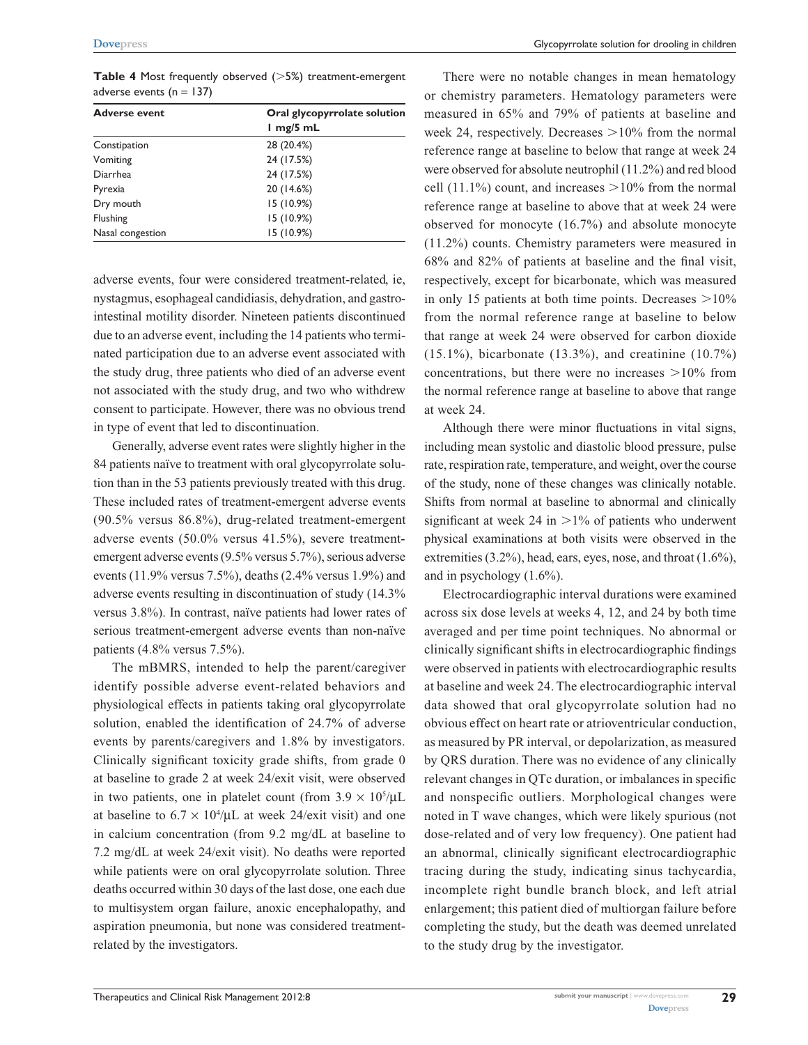**Table 4** Most frequently observed (>5%) treatment-emergent adverse events (n = 137)

| Adverse event | Oral glycopyrrolate solution 1 mg/5 mL |
| --- | --- |
| Constipation | 28 (20.4%) |
| Vomiting | 24 (17.5%) |
| Diarrhea | 24 (17.5%) |
| Pyrexia | 20 (14.6%) |
| Dry mouth | 15 (10.9%) |
| Flushing | 15 (10.9%) |
| Nasal congestion | 15 (10.9%) |

adverse events, four were considered treatment-related, ie, nystagmus, esophageal candidiasis, dehydration, and gastrointestinal motility disorder. Nineteen patients discontinued due to an adverse event, including the 14 patients who terminated participation due to an adverse event associated with the study drug, three patients who died of an adverse event not associated with the study drug, and two who withdrew consent to participate. However, there was no obvious trend in type of event that led to discontinuation.

Generally, adverse event rates were slightly higher in the 84 patients naïve to treatment with oral glycopyrrolate solution than in the 53 patients previously treated with this drug. These included rates of treatment-emergent adverse events (90.5% versus 86.8%), drug-related treatment-emergent adverse events (50.0% versus 41.5%), severe treatment-emergent adverse events (9.5% versus 5.7%), serious adverse events (11.9% versus 7.5%), deaths (2.4% versus 1.9%) and adverse events resulting in discontinuation of study (14.3% versus 3.8%). In contrast, naïve patients had lower rates of serious treatment-emergent adverse events than non-naïve patients (4.8% versus 7.5%).

The mBMRS, intended to help the parent/caregiver identify possible adverse event-related behaviors and physiological effects in patients taking oral glycopyrrolate solution, enabled the identification of 24.7% of adverse events by parents/caregivers and 1.8% by investigators. Clinically significant toxicity grade shifts, from grade 0 at baseline to grade 2 at week 24/exit visit, were observed in two patients, one in platelet count (from $3.9 \times 10^5/\mu L$ at baseline to $6.7 \times 10^4/\mu L$ at week 24/exit visit) and one in calcium concentration (from 9.2 mg/dL at baseline to 7.2 mg/dL at week 24/exit visit). No deaths were reported while patients were on oral glycopyrrolate solution. Three deaths occurred within 30 days of the last dose, one each due to multisystem organ failure, anoxic encephalopathy, and aspiration pneumonia, but none was considered treatment-related by the investigators.

There were no notable changes in mean hematology or chemistry parameters. Hematology parameters were measured in 65% and 79% of patients at baseline and week 24, respectively. Decreases >10% from the normal reference range at baseline to below that range at week 24 were observed for absolute neutrophil (11.2%) and red blood cell (11.1%) count, and increases >10% from the normal reference range at baseline to above that at week 24 were observed for monocyte (16.7%) and absolute monocyte (11.2%) counts. Chemistry parameters were measured in 68% and 82% of patients at baseline and the final visit, respectively, except for bicarbonate, which was measured in only 15 patients at both time points. Decreases >10% from the normal reference range at baseline to below that range at week 24 were observed for carbon dioxide (15.1%), bicarbonate (13.3%), and creatinine (10.7%) concentrations, but there were no increases >10% from the normal reference range at baseline to above that range at week 24.

Although there were minor fluctuations in vital signs, including mean systolic and diastolic blood pressure, pulse rate, respiration rate, temperature, and weight, over the course of the study, none of these changes was clinically notable. Shifts from normal at baseline to abnormal and clinically significant at week 24 in >1% of patients who underwent physical examinations at both visits were observed in the extremities (3.2%), head, ears, eyes, nose, and throat (1.6%), and in psychology (1.6%).

Electrocardiographic interval durations were examined across six dose levels at weeks 4, 12, and 24 by both time averaged and per time point techniques. No abnormal or clinically significant shifts in electrocardiographic findings were observed in patients with electrocardiographic results at baseline and week 24. The electrocardiographic interval data showed that oral glycopyrrolate solution had no obvious effect on heart rate or atrioventricular conduction, as measured by PR interval, or depolarization, as measured by QRS duration. There was no evidence of any clinically relevant changes in QTc duration, or imbalances in specific and nonspecific outliers. Morphological changes were noted in T wave changes, which were likely spurious (not dose-related and of very low frequency). One patient had an abnormal, clinically significant electrocardiographic tracing during the study, indicating sinus tachycardia, incomplete right bundle branch block, and left atrial enlargement; this patient died of multiorgan failure before completing the study, but the death was deemed unrelated to the study drug by the investigator.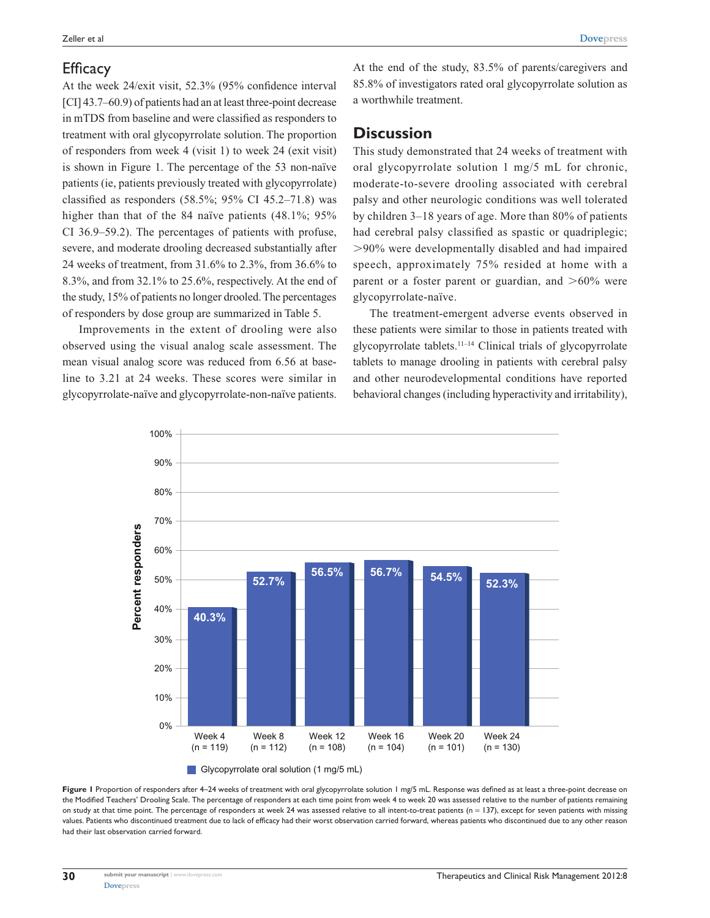## Efficacy

At the week 24/exit visit, 52.3% (95% confidence interval [CI] 43.7–60.9) of patients had an at least three-point decrease in mTDS from baseline and were classified as responders to treatment with oral glycopyrrolate solution. The proportion of responders from week 4 (visit 1) to week 24 (exit visit) is shown in Figure 1. The percentage of the 53 non-naïve patients (ie, patients previously treated with glycopyrrolate) classified as responders (58.5%; 95% CI 45.2–71.8) was higher than that of the 84 naïve patients (48.1%; 95% CI 36.9–59.2). The percentages of patients with profuse, severe, and moderate drooling decreased substantially after 24 weeks of treatment, from 31.6% to 2.3%, from 36.6% to 8.3%, and from 32.1% to 25.6%, respectively. At the end of the study, 15% of patients no longer drooled. The percentages of responders by dose group are summarized in Table 5.

Improvements in the extent of drooling were also observed using the visual analog scale assessment. The mean visual analog score was reduced from 6.56 at baseline to 3.21 at 24 weeks. These scores were similar in glycopyrrolate-naïve and glycopyrrolate-non-naïve patients. At the end of the study, 83.5% of parents/caregivers and 85.8% of investigators rated oral glycopyrrolate solution as a worthwhile treatment.

## Discussion

This study demonstrated that 24 weeks of treatment with oral glycopyrrolate solution 1 mg/5 mL for chronic, moderate-to-severe drooling associated with cerebral palsy and other neurologic conditions was well tolerated by children 3–18 years of age. More than 80% of patients had cerebral palsy classified as spastic or quadriplegic; >90% were developmentally disabled and had impaired speech, approximately 75% resided at home with a parent or a foster parent or guardian, and >60% were glycopyrrolate-naïve.

The treatment-emergent adverse events observed in these patients were similar to those in patients treated with glycopyrrolate tablets.[11–14] Clinical trials of glycopyrrolate tablets to manage drooling in patients with cerebral palsy and other neurodevelopmental conditions have reported behavioral changes (including hyperactivity and irritability),

| | Week 4 (n = 119) | Week 8 (n = 112) | Week 12 (n = 108) | Week 16 (n = 104) | Week 20 (n = 101) | Week 24 (n = 130) |
|---|---|---|---|---|---|---|
| Percent responders – Glycopyrrolate oral solution (1 mg/5 mL) | 40.3% | 52.7% | 56.5% | 56.7% | 54.5% | 52.3% |

**Figure 1** Proportion of responders after 4–24 weeks of treatment with oral glycopyrrolate solution 1 mg/5 mL. Response was defined as at least a three-point decrease on the Modified Teachers' Drooling Scale. The percentage of responders at each time point from week 4 to week 20 was assessed relative to the number of patients remaining on study at that time point. The percentage of responders at week 24 was assessed relative to all intent-to-treat patients (n = 137), except for seven patients with missing values. Patients who discontinued treatment due to lack of efficacy had their worst observation carried forward, whereas patients who discontinued due to any other reason had their last observation carried forward.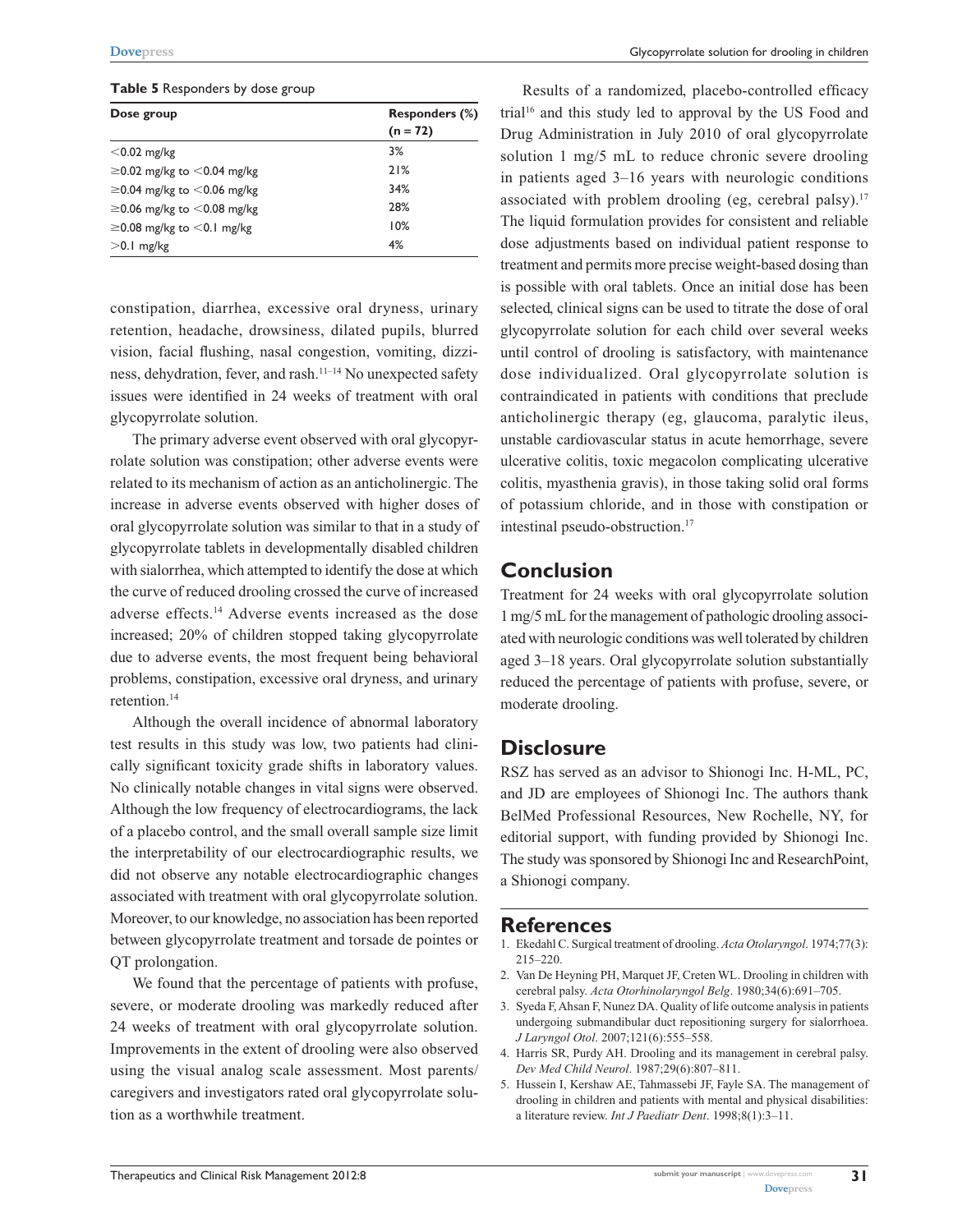**Table 5** Responders by dose group

| Dose group | Responders (%) (n = 72) |
|---|---|
| <0.02 mg/kg | 3% |
| ≥0.02 mg/kg to <0.04 mg/kg | 21% |
| ≥0.04 mg/kg to <0.06 mg/kg | 34% |
| ≥0.06 mg/kg to <0.08 mg/kg | 28% |
| ≥0.08 mg/kg to <0.1 mg/kg | 10% |
| >0.1 mg/kg | 4% |

constipation, diarrhea, excessive oral dryness, urinary retention, headache, drowsiness, dilated pupils, blurred vision, facial flushing, nasal congestion, vomiting, dizziness, dehydration, fever, and rash.[11–14] No unexpected safety issues were identified in 24 weeks of treatment with oral glycopyrrolate solution.

The primary adverse event observed with oral glycopyrrolate solution was constipation; other adverse events were related to its mechanism of action as an anticholinergic. The increase in adverse events observed with higher doses of oral glycopyrrolate solution was similar to that in a study of glycopyrrolate tablets in developmentally disabled children with sialorrhea, which attempted to identify the dose at which the curve of reduced drooling crossed the curve of increased adverse effects.[14] Adverse events increased as the dose increased; 20% of children stopped taking glycopyrrolate due to adverse events, the most frequent being behavioral problems, constipation, excessive oral dryness, and urinary retention.[14]

Although the overall incidence of abnormal laboratory test results in this study was low, two patients had clinically significant toxicity grade shifts in laboratory values. No clinically notable changes in vital signs were observed. Although the low frequency of electrocardiograms, the lack of a placebo control, and the small overall sample size limit the interpretability of our electrocardiographic results, we did not observe any notable electrocardiographic changes associated with treatment with oral glycopyrrolate solution. Moreover, to our knowledge, no association has been reported between glycopyrrolate treatment and torsade de pointes or QT prolongation.

We found that the percentage of patients with profuse, severe, or moderate drooling was markedly reduced after 24 weeks of treatment with oral glycopyrrolate solution. Improvements in the extent of drooling were also observed using the visual analog scale assessment. Most parents/caregivers and investigators rated oral glycopyrrolate solution as a worthwhile treatment.

Results of a randomized, placebo-controlled efficacy trial[16] and this study led to approval by the US Food and Drug Administration in July 2010 of oral glycopyrrolate solution 1 mg/5 mL to reduce chronic severe drooling in patients aged 3–16 years with neurologic conditions associated with problem drooling (eg, cerebral palsy).[17] The liquid formulation provides for consistent and reliable dose adjustments based on individual patient response to treatment and permits more precise weight-based dosing than is possible with oral tablets. Once an initial dose has been selected, clinical signs can be used to titrate the dose of oral glycopyrrolate solution for each child over several weeks until control of drooling is satisfactory, with maintenance dose individualized. Oral glycopyrrolate solution is contraindicated in patients with conditions that preclude anticholinergic therapy (eg, glaucoma, paralytic ileus, unstable cardiovascular status in acute hemorrhage, severe ulcerative colitis, toxic megacolon complicating ulcerative colitis, myasthenia gravis), in those taking solid oral forms of potassium chloride, and in those with constipation or intestinal pseudo-obstruction.[17]

## Conclusion

Treatment for 24 weeks with oral glycopyrrolate solution 1 mg/5 mL for the management of pathologic drooling associated with neurologic conditions was well tolerated by children aged 3–18 years. Oral glycopyrrolate solution substantially reduced the percentage of patients with profuse, severe, or moderate drooling.

## Disclosure

RSZ has served as an advisor to Shionogi Inc. H-ML, PC, and JD are employees of Shionogi Inc. The authors thank BelMed Professional Resources, New Rochelle, NY, for editorial support, with funding provided by Shionogi Inc. The study was sponsored by Shionogi Inc and ResearchPoint, a Shionogi company.

## References

1. Ekedahl C. Surgical treatment of drooling. *Acta Otolaryngol*. 1974;77(3):215–220.
2. Van De Heyning PH, Marquet JF, Creten WL. Drooling in children with cerebral palsy. *Acta Otorhinolaryngol Belg*. 1980;34(6):691–705.
3. Syeda F, Ahsan F, Nunez DA. Quality of life outcome analysis in patients undergoing submandibular duct repositioning surgery for sialorrhoea. *J Laryngol Otol*. 2007;121(6):555–558.
4. Harris SR, Purdy AH. Drooling and its management in cerebral palsy. *Dev Med Child Neurol*. 1987;29(6):807–811.
5. Hussein I, Kershaw AE, Tahmassebi JF, Fayle SA. The management of drooling in children and patients with mental and physical disabilities: a literature review. *Int J Paediatr Dent*. 1998;8(1):3–11.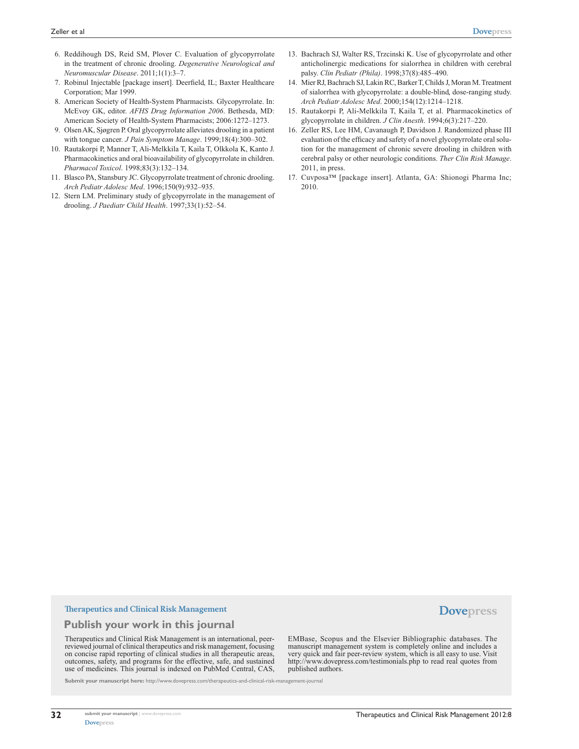6. Reddihough DS, Reid SM, Plover C. Evaluation of glycopyrrolate in the treatment of chronic drooling. *Degenerative Neurological and Neuromuscular Disease*. 2011;1(1):3–7.
7. Robinul Injectable [package insert]. Deerfield, IL; Baxter Healthcare Corporation; Mar 1999.
8. American Society of Health-System Pharmacists. Glycopyrrolate. In: McEvoy GK, editor. *AFHS Drug Information 2006*. Bethesda, MD: American Society of Health-System Pharmacists; 2006:1272–1273.
9. Olsen AK, Sjøgren P. Oral glycopyrrolate alleviates drooling in a patient with tongue cancer. *J Pain Symptom Manage*. 1999;18(4):300–302.
10. Rautakorpi P, Manner T, Ali-Melkkila T, Kaila T, Olkkola K, Kanto J. Pharmacokinetics and oral bioavailability of glycopyrrolate in children. *Pharmacol Toxicol*. 1998;83(3):132–134.
11. Blasco PA, Stansbury JC. Glycopyrrolate treatment of chronic drooling. *Arch Pediatr Adolesc Med*. 1996;150(9):932–935.
12. Stern LM. Preliminary study of glycopyrrolate in the management of drooling. *J Paediatr Child Health*. 1997;33(1):52–54.
13. Bachrach SJ, Walter RS, Trzcinski K. Use of glycopyrrolate and other anticholinergic medications for sialorrhea in children with cerebral palsy. *Clin Pediatr (Phila)*. 1998;37(8):485–490.
14. Mier RJ, Bachrach SJ, Lakin RC, Barker T, Childs J, Moran M. Treatment of sialorrhea with glycopyrrolate: a double-blind, dose-ranging study. *Arch Pediatr Adolesc Med*. 2000;154(12):1214–1218.
15. Rautakorpi P, Ali-Melkkila T, Kaila T, et al. Pharmacokinetics of glycopyrrolate in children. *J Clin Anesth*. 1994;6(3):217–220.
16. Zeller RS, Lee HM, Cavanaugh P, Davidson J. Randomized phase III evaluation of the efficacy and safety of a novel glycopyrrolate oral solution for the management of chronic severe drooling in children with cerebral palsy or other neurologic conditions. *Ther Clin Risk Manage*. 2011, in press.
17. Cuvposa™ [package insert]. Atlanta, GA: Shionogi Pharma Inc; 2010.

**Therapeutics and Clinical Risk Management**

**Dovepress**

## Publish your work in this journal

Therapeutics and Clinical Risk Management is an international, peer-reviewed journal of clinical therapeutics and risk management, focusing on concise rapid reporting of clinical studies in all therapeutic areas, outcomes, safety, and programs for the effective, safe, and sustained use of medicines. This journal is indexed on PubMed Central, CAS, EMBase, Scopus and the Elsevier Bibliographic databases. The manuscript management system is completely online and includes a very quick and fair peer-review system, which is all easy to use. Visit http://www.dovepress.com/testimonials.php to read real quotes from published authors.

**Submit your manuscript here:** http://www.dovepress.com/therapeutics-and-clinical-risk-management-journal